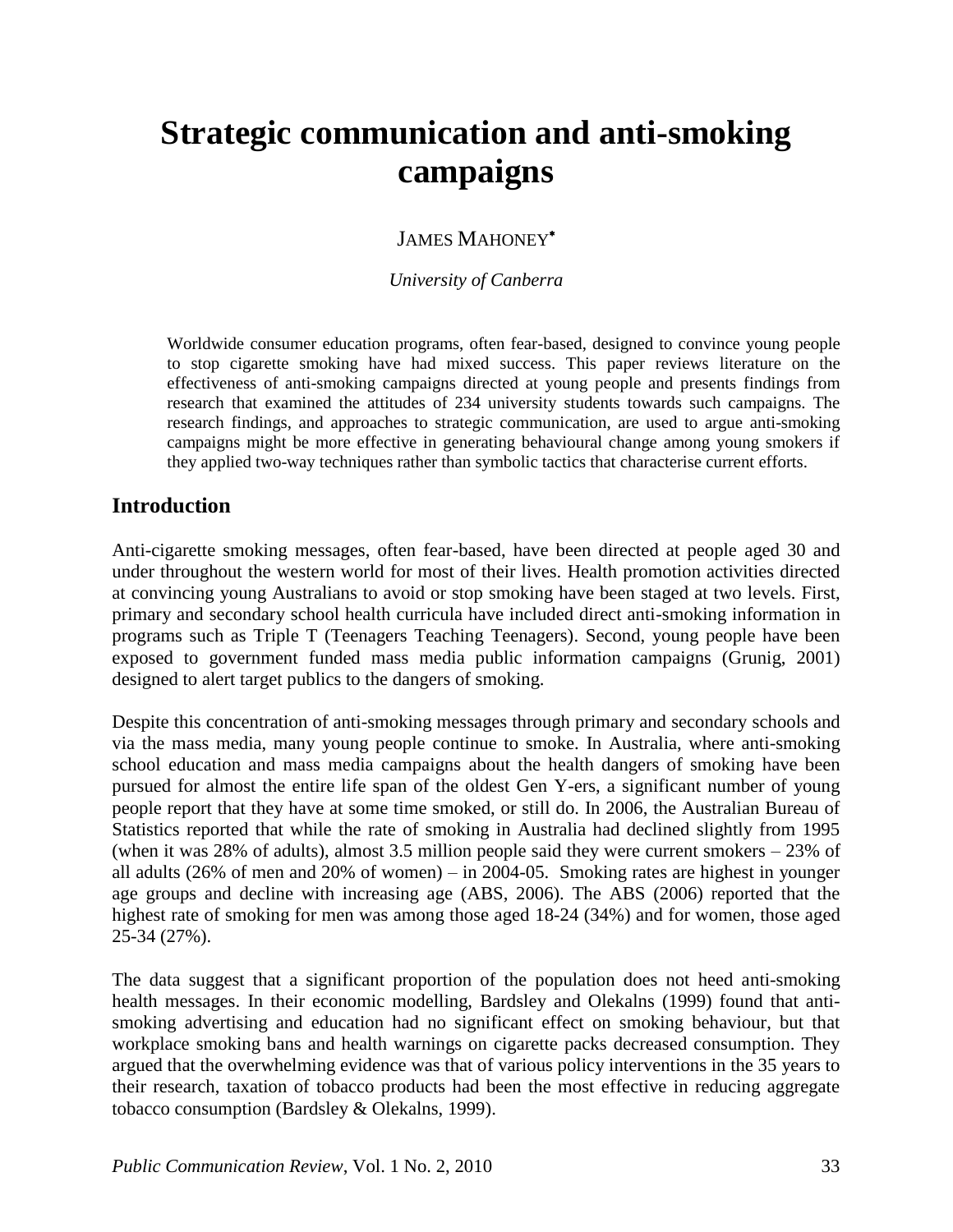# Strategic communication and anti-smoking campaigns

JAMES MAHONEY*

*University of Canberra*

Worldwide consumer education programs, often fear-based, designed to convince young people to stop cigarette smoking have had mixed success. This paper reviews literature on the effectiveness of anti-smoking campaigns directed at young people and presents findings from research that examined the attitudes of 234 university students towards such campaigns. The research findings, and approaches to strategic communication, are used to argue anti-smoking campaigns might be more effective in generating behavioural change among young smokers if they applied two-way techniques rather than symbolic tactics that characterise current efforts.

## Introduction

Anti-cigarette smoking messages, often fear-based, have been directed at people aged 30 and under throughout the western world for most of their lives. Health promotion activities directed at convincing young Australians to avoid or stop smoking have been staged at two levels. First, primary and secondary school health curricula have included direct anti-smoking information in programs such as Triple T (Teenagers Teaching Teenagers). Second, young people have been exposed to government funded mass media public information campaigns (Grunig, 2001) designed to alert target publics to the dangers of smoking.

Despite this concentration of anti-smoking messages through primary and secondary schools and via the mass media, many young people continue to smoke. In Australia, where anti-smoking school education and mass media campaigns about the health dangers of smoking have been pursued for almost the entire life span of the oldest Gen Y-ers, a significant number of young people report that they have at some time smoked, or still do. In 2006, the Australian Bureau of Statistics reported that while the rate of smoking in Australia had declined slightly from 1995 (when it was 28% of adults), almost 3.5 million people said they were current smokers – 23% of all adults (26% of men and 20% of women) – in 2004-05. Smoking rates are highest in younger age groups and decline with increasing age (ABS, 2006). The ABS (2006) reported that the highest rate of smoking for men was among those aged 18-24 (34%) and for women, those aged 25-34 (27%).

The data suggest that a significant proportion of the population does not heed anti-smoking health messages. In their economic modelling, Bardsley and Olekalns (1999) found that anti-smoking advertising and education had no significant effect on smoking behaviour, but that workplace smoking bans and health warnings on cigarette packs decreased consumption. They argued that the overwhelming evidence was that of various policy interventions in the 35 years to their research, taxation of tobacco products had been the most effective in reducing aggregate tobacco consumption (Bardsley & Olekalns, 1999).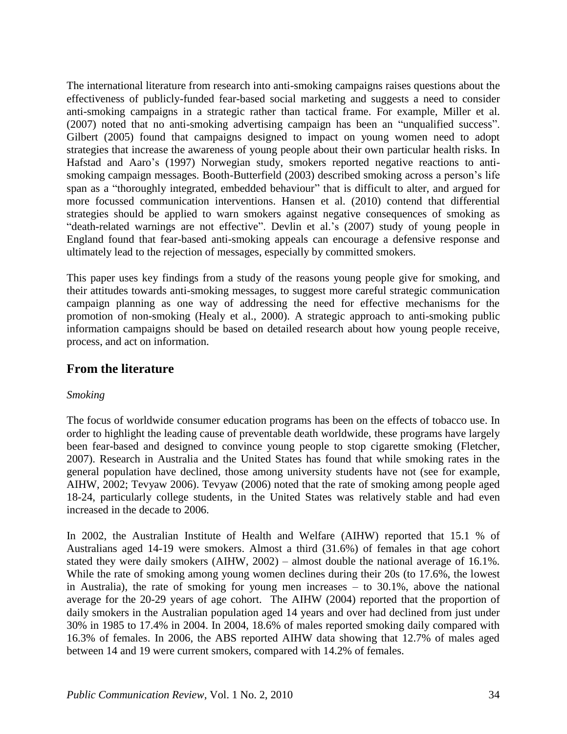The international literature from research into anti-smoking campaigns raises questions about the effectiveness of publicly-funded fear-based social marketing and suggests a need to consider anti-smoking campaigns in a strategic rather than tactical frame. For example, Miller et al. (2007) noted that no anti-smoking advertising campaign has been an "unqualified success". Gilbert (2005) found that campaigns designed to impact on young women need to adopt strategies that increase the awareness of young people about their own particular health risks. In Hafstad and Aaro's (1997) Norwegian study, smokers reported negative reactions to anti-smoking campaign messages. Booth-Butterfield (2003) described smoking across a person's life span as a "thoroughly integrated, embedded behaviour" that is difficult to alter, and argued for more focussed communication interventions. Hansen et al. (2010) contend that differential strategies should be applied to warn smokers against negative consequences of smoking as "death-related warnings are not effective". Devlin et al.'s (2007) study of young people in England found that fear-based anti-smoking appeals can encourage a defensive response and ultimately lead to the rejection of messages, especially by committed smokers.

This paper uses key findings from a study of the reasons young people give for smoking, and their attitudes towards anti-smoking messages, to suggest more careful strategic communication campaign planning as one way of addressing the need for effective mechanisms for the promotion of non-smoking (Healy et al., 2000). A strategic approach to anti-smoking public information campaigns should be based on detailed research about how young people receive, process, and act on information.

## From the literature

*Smoking*

The focus of worldwide consumer education programs has been on the effects of tobacco use. In order to highlight the leading cause of preventable death worldwide, these programs have largely been fear-based and designed to convince young people to stop cigarette smoking (Fletcher, 2007). Research in Australia and the United States has found that while smoking rates in the general population have declined, those among university students have not (see for example, AIHW, 2002; Tevyaw 2006). Tevyaw (2006) noted that the rate of smoking among people aged 18-24, particularly college students, in the United States was relatively stable and had even increased in the decade to 2006.

In 2002, the Australian Institute of Health and Welfare (AIHW) reported that 15.1 % of Australians aged 14-19 were smokers. Almost a third (31.6%) of females in that age cohort stated they were daily smokers (AIHW, 2002) – almost double the national average of 16.1%. While the rate of smoking among young women declines during their 20s (to 17.6%, the lowest in Australia), the rate of smoking for young men increases – to 30.1%, above the national average for the 20-29 years of age cohort. The AIHW (2004) reported that the proportion of daily smokers in the Australian population aged 14 years and over had declined from just under 30% in 1985 to 17.4% in 2004. In 2004, 18.6% of males reported smoking daily compared with 16.3% of females. In 2006, the ABS reported AIHW data showing that 12.7% of males aged between 14 and 19 were current smokers, compared with 14.2% of females.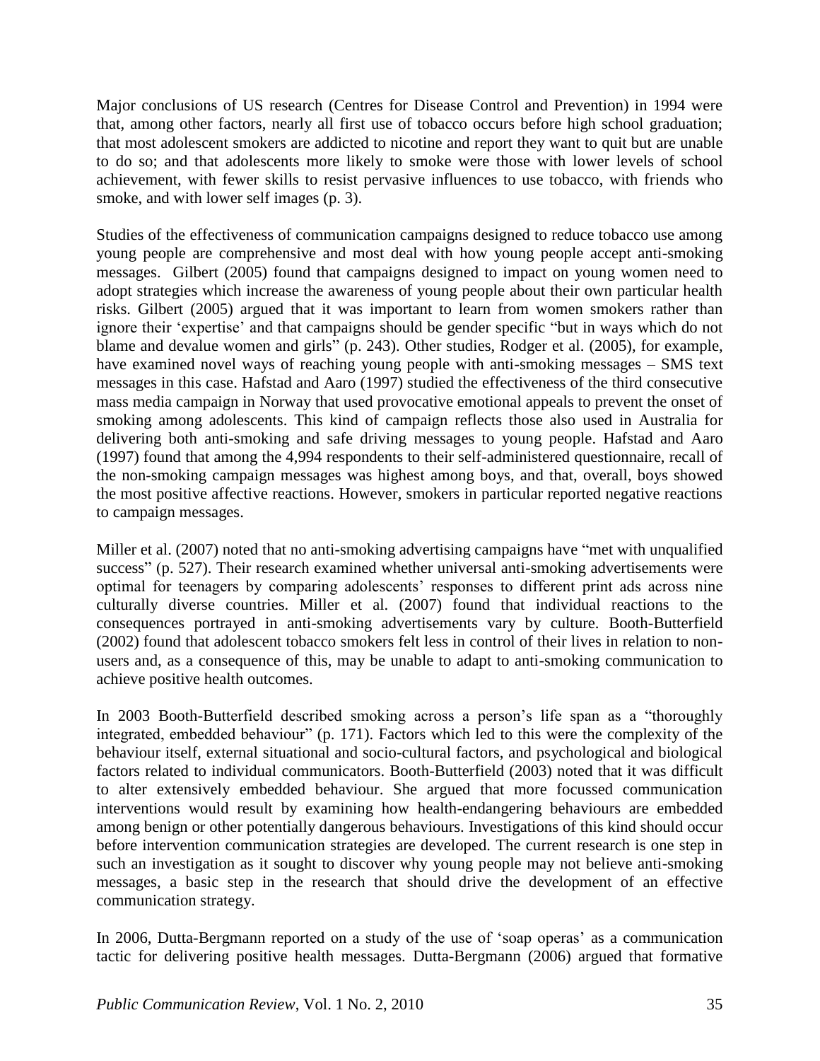Major conclusions of US research (Centres for Disease Control and Prevention) in 1994 were that, among other factors, nearly all first use of tobacco occurs before high school graduation; that most adolescent smokers are addicted to nicotine and report they want to quit but are unable to do so; and that adolescents more likely to smoke were those with lower levels of school achievement, with fewer skills to resist pervasive influences to use tobacco, with friends who smoke, and with lower self images (p. 3).

Studies of the effectiveness of communication campaigns designed to reduce tobacco use among young people are comprehensive and most deal with how young people accept anti-smoking messages. Gilbert (2005) found that campaigns designed to impact on young women need to adopt strategies which increase the awareness of young people about their own particular health risks. Gilbert (2005) argued that it was important to learn from women smokers rather than ignore their 'expertise' and that campaigns should be gender specific "but in ways which do not blame and devalue women and girls" (p. 243). Other studies, Rodger et al. (2005), for example, have examined novel ways of reaching young people with anti-smoking messages – SMS text messages in this case. Hafstad and Aaro (1997) studied the effectiveness of the third consecutive mass media campaign in Norway that used provocative emotional appeals to prevent the onset of smoking among adolescents. This kind of campaign reflects those also used in Australia for delivering both anti-smoking and safe driving messages to young people. Hafstad and Aaro (1997) found that among the 4,994 respondents to their self-administered questionnaire, recall of the non-smoking campaign messages was highest among boys, and that, overall, boys showed the most positive affective reactions. However, smokers in particular reported negative reactions to campaign messages.

Miller et al. (2007) noted that no anti-smoking advertising campaigns have "met with unqualified success" (p. 527). Their research examined whether universal anti-smoking advertisements were optimal for teenagers by comparing adolescents' responses to different print ads across nine culturally diverse countries. Miller et al. (2007) found that individual reactions to the consequences portrayed in anti-smoking advertisements vary by culture. Booth-Butterfield (2002) found that adolescent tobacco smokers felt less in control of their lives in relation to non-users and, as a consequence of this, may be unable to adapt to anti-smoking communication to achieve positive health outcomes.

In 2003 Booth-Butterfield described smoking across a person's life span as a "thoroughly integrated, embedded behaviour" (p. 171). Factors which led to this were the complexity of the behaviour itself, external situational and socio-cultural factors, and psychological and biological factors related to individual communicators. Booth-Butterfield (2003) noted that it was difficult to alter extensively embedded behaviour. She argued that more focussed communication interventions would result by examining how health-endangering behaviours are embedded among benign or other potentially dangerous behaviours. Investigations of this kind should occur before intervention communication strategies are developed. The current research is one step in such an investigation as it sought to discover why young people may not believe anti-smoking messages, a basic step in the research that should drive the development of an effective communication strategy.

In 2006, Dutta-Bergmann reported on a study of the use of 'soap operas' as a communication tactic for delivering positive health messages. Dutta-Bergmann (2006) argued that formative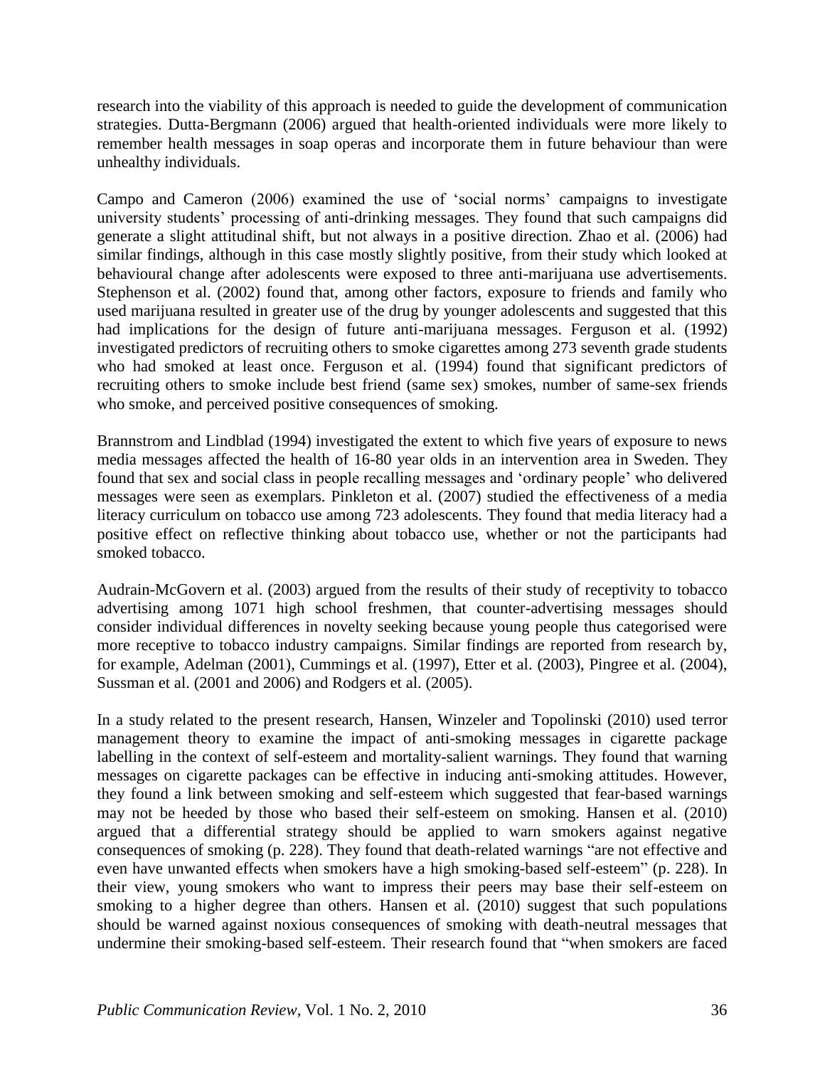research into the viability of this approach is needed to guide the development of communication strategies. Dutta-Bergmann (2006) argued that health-oriented individuals were more likely to remember health messages in soap operas and incorporate them in future behaviour than were unhealthy individuals.

Campo and Cameron (2006) examined the use of 'social norms' campaigns to investigate university students' processing of anti-drinking messages. They found that such campaigns did generate a slight attitudinal shift, but not always in a positive direction. Zhao et al. (2006) had similar findings, although in this case mostly slightly positive, from their study which looked at behavioural change after adolescents were exposed to three anti-marijuana use advertisements. Stephenson et al. (2002) found that, among other factors, exposure to friends and family who used marijuana resulted in greater use of the drug by younger adolescents and suggested that this had implications for the design of future anti-marijuana messages. Ferguson et al. (1992) investigated predictors of recruiting others to smoke cigarettes among 273 seventh grade students who had smoked at least once. Ferguson et al. (1994) found that significant predictors of recruiting others to smoke include best friend (same sex) smokes, number of same-sex friends who smoke, and perceived positive consequences of smoking.

Brannstrom and Lindblad (1994) investigated the extent to which five years of exposure to news media messages affected the health of 16-80 year olds in an intervention area in Sweden. They found that sex and social class in people recalling messages and 'ordinary people' who delivered messages were seen as exemplars. Pinkleton et al. (2007) studied the effectiveness of a media literacy curriculum on tobacco use among 723 adolescents. They found that media literacy had a positive effect on reflective thinking about tobacco use, whether or not the participants had smoked tobacco.

Audrain-McGovern et al. (2003) argued from the results of their study of receptivity to tobacco advertising among 1071 high school freshmen, that counter-advertising messages should consider individual differences in novelty seeking because young people thus categorised were more receptive to tobacco industry campaigns. Similar findings are reported from research by, for example, Adelman (2001), Cummings et al. (1997), Etter et al. (2003), Pingree et al. (2004), Sussman et al. (2001 and 2006) and Rodgers et al. (2005).

In a study related to the present research, Hansen, Winzeler and Topolinski (2010) used terror management theory to examine the impact of anti-smoking messages in cigarette package labelling in the context of self-esteem and mortality-salient warnings. They found that warning messages on cigarette packages can be effective in inducing anti-smoking attitudes. However, they found a link between smoking and self-esteem which suggested that fear-based warnings may not be heeded by those who based their self-esteem on smoking. Hansen et al. (2010) argued that a differential strategy should be applied to warn smokers against negative consequences of smoking (p. 228). They found that death-related warnings "are not effective and even have unwanted effects when smokers have a high smoking-based self-esteem" (p. 228). In their view, young smokers who want to impress their peers may base their self-esteem on smoking to a higher degree than others. Hansen et al. (2010) suggest that such populations should be warned against noxious consequences of smoking with death-neutral messages that undermine their smoking-based self-esteem. Their research found that "when smokers are faced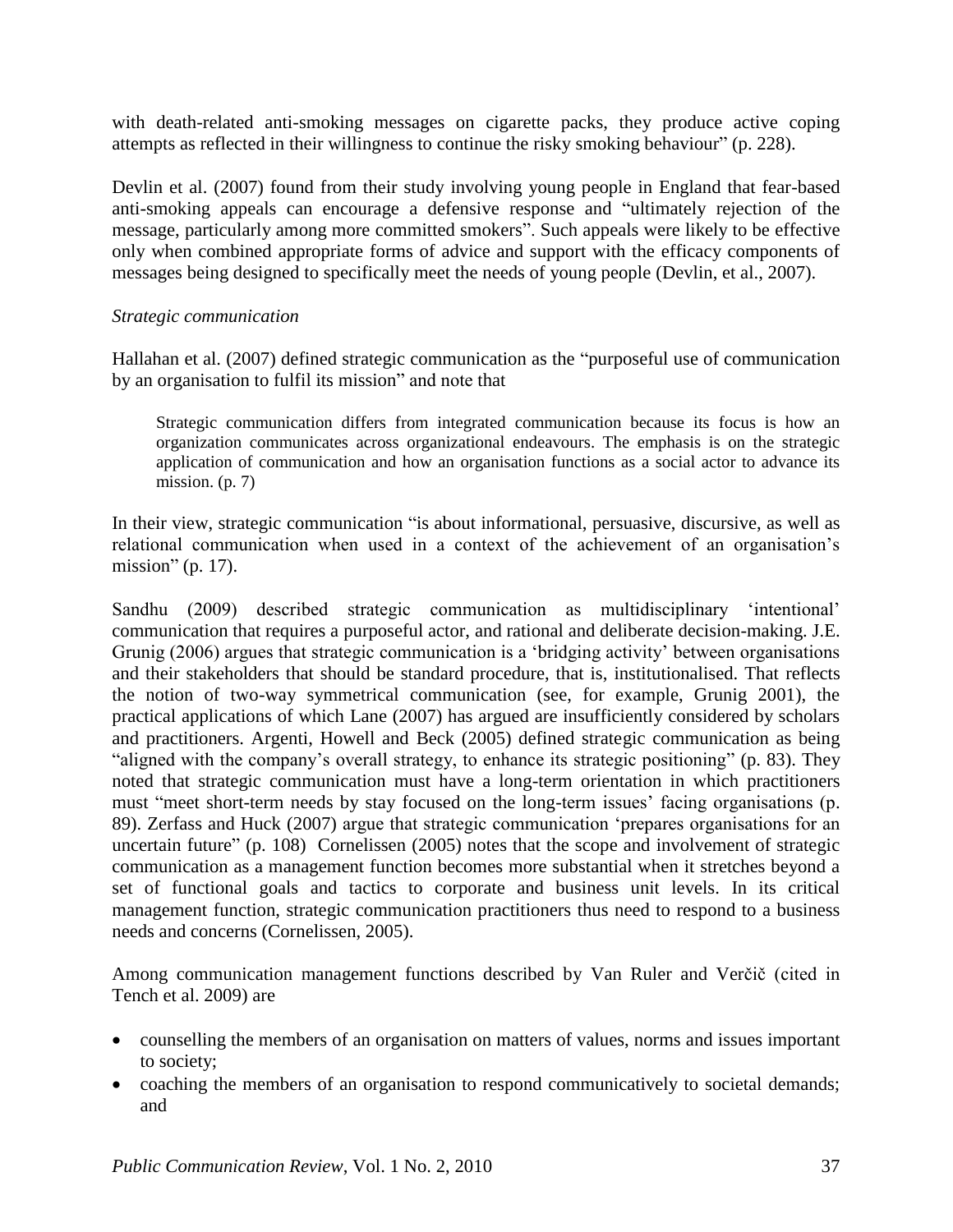with death-related anti-smoking messages on cigarette packs, they produce active coping attempts as reflected in their willingness to continue the risky smoking behaviour" (p. 228).

Devlin et al. (2007) found from their study involving young people in England that fear-based anti-smoking appeals can encourage a defensive response and "ultimately rejection of the message, particularly among more committed smokers". Such appeals were likely to be effective only when combined appropriate forms of advice and support with the efficacy components of messages being designed to specifically meet the needs of young people (Devlin, et al., 2007).

*Strategic communication*

Hallahan et al. (2007) defined strategic communication as the "purposeful use of communication by an organisation to fulfil its mission" and note that

> Strategic communication differs from integrated communication because its focus is how an organization communicates across organizational endeavours. The emphasis is on the strategic application of communication and how an organisation functions as a social actor to advance its mission. (p. 7)

In their view, strategic communication "is about informational, persuasive, discursive, as well as relational communication when used in a context of the achievement of an organisation's mission" (p. 17).

Sandhu (2009) described strategic communication as multidisciplinary 'intentional' communication that requires a purposeful actor, and rational and deliberate decision-making. J.E. Grunig (2006) argues that strategic communication is a 'bridging activity' between organisations and their stakeholders that should be standard procedure, that is, institutionalised. That reflects the notion of two-way symmetrical communication (see, for example, Grunig 2001), the practical applications of which Lane (2007) has argued are insufficiently considered by scholars and practitioners. Argenti, Howell and Beck (2005) defined strategic communication as being "aligned with the company's overall strategy, to enhance its strategic positioning" (p. 83). They noted that strategic communication must have a long-term orientation in which practitioners must "meet short-term needs by stay focused on the long-term issues' facing organisations (p. 89). Zerfass and Huck (2007) argue that strategic communication 'prepares organisations for an uncertain future" (p. 108) Cornelissen (2005) notes that the scope and involvement of strategic communication as a management function becomes more substantial when it stretches beyond a set of functional goals and tactics to corporate and business unit levels. In its critical management function, strategic communication practitioners thus need to respond to a business needs and concerns (Cornelissen, 2005).

Among communication management functions described by Van Ruler and Verčič (cited in Tench et al. 2009) are

- counselling the members of an organisation on matters of values, norms and issues important to society;
- coaching the members of an organisation to respond communicatively to societal demands; and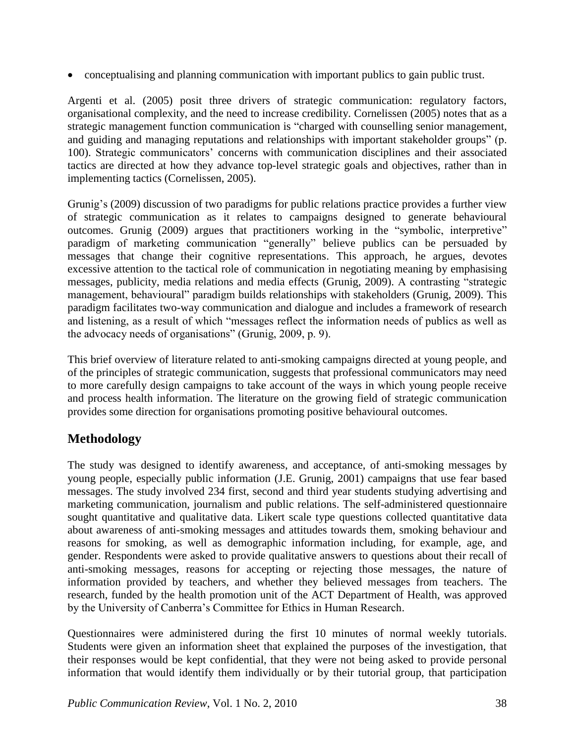- conceptualising and planning communication with important publics to gain public trust.

Argenti et al. (2005) posit three drivers of strategic communication: regulatory factors, organisational complexity, and the need to increase credibility. Cornelissen (2005) notes that as a strategic management function communication is "charged with counselling senior management, and guiding and managing reputations and relationships with important stakeholder groups" (p. 100). Strategic communicators' concerns with communication disciplines and their associated tactics are directed at how they advance top-level strategic goals and objectives, rather than in implementing tactics (Cornelissen, 2005).

Grunig's (2009) discussion of two paradigms for public relations practice provides a further view of strategic communication as it relates to campaigns designed to generate behavioural outcomes. Grunig (2009) argues that practitioners working in the "symbolic, interpretive" paradigm of marketing communication "generally" believe publics can be persuaded by messages that change their cognitive representations. This approach, he argues, devotes excessive attention to the tactical role of communication in negotiating meaning by emphasising messages, publicity, media relations and media effects (Grunig, 2009). A contrasting "strategic management, behavioural" paradigm builds relationships with stakeholders (Grunig, 2009). This paradigm facilitates two-way communication and dialogue and includes a framework of research and listening, as a result of which "messages reflect the information needs of publics as well as the advocacy needs of organisations" (Grunig, 2009, p. 9).

This brief overview of literature related to anti-smoking campaigns directed at young people, and of the principles of strategic communication, suggests that professional communicators may need to more carefully design campaigns to take account of the ways in which young people receive and process health information. The literature on the growing field of strategic communication provides some direction for organisations promoting positive behavioural outcomes.

## Methodology

The study was designed to identify awareness, and acceptance, of anti-smoking messages by young people, especially public information (J.E. Grunig, 2001) campaigns that use fear based messages. The study involved 234 first, second and third year students studying advertising and marketing communication, journalism and public relations. The self-administered questionnaire sought quantitative and qualitative data. Likert scale type questions collected quantitative data about awareness of anti-smoking messages and attitudes towards them, smoking behaviour and reasons for smoking, as well as demographic information including, for example, age, and gender. Respondents were asked to provide qualitative answers to questions about their recall of anti-smoking messages, reasons for accepting or rejecting those messages, the nature of information provided by teachers, and whether they believed messages from teachers. The research, funded by the health promotion unit of the ACT Department of Health, was approved by the University of Canberra's Committee for Ethics in Human Research.

Questionnaires were administered during the first 10 minutes of normal weekly tutorials. Students were given an information sheet that explained the purposes of the investigation, that their responses would be kept confidential, that they were not being asked to provide personal information that would identify them individually or by their tutorial group, that participation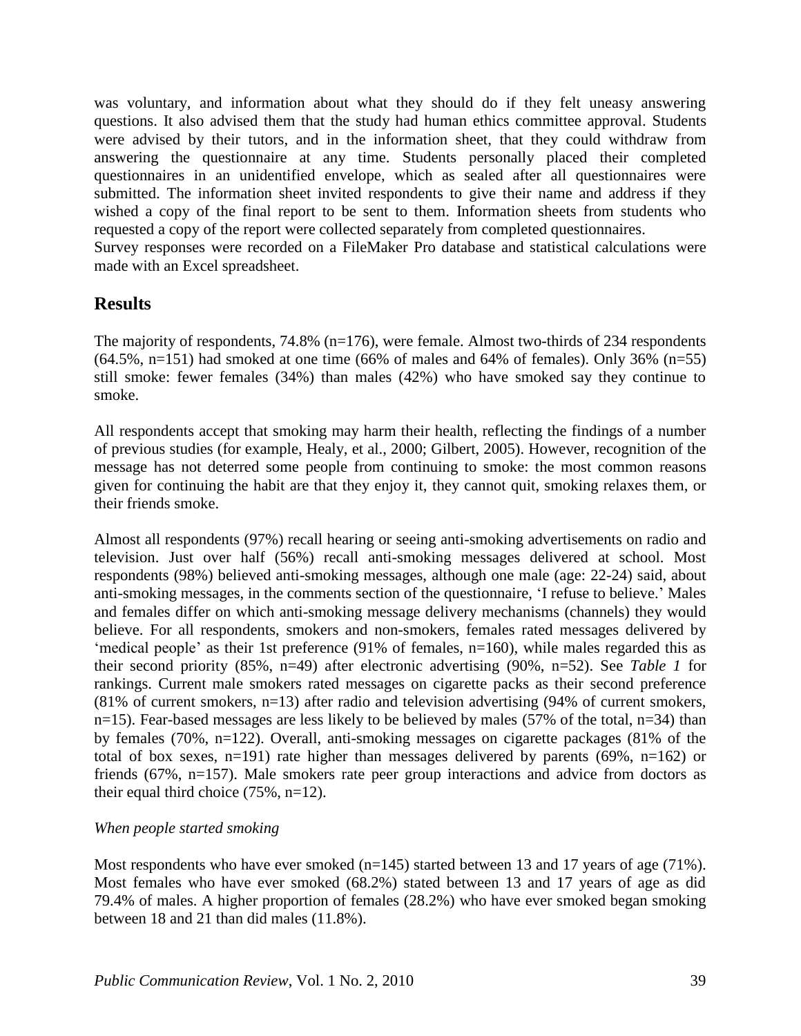was voluntary, and information about what they should do if they felt uneasy answering questions. It also advised them that the study had human ethics committee approval. Students were advised by their tutors, and in the information sheet, that they could withdraw from answering the questionnaire at any time. Students personally placed their completed questionnaires in an unidentified envelope, which as sealed after all questionnaires were submitted. The information sheet invited respondents to give their name and address if they wished a copy of the final report to be sent to them. Information sheets from students who requested a copy of the report were collected separately from completed questionnaires.
Survey responses were recorded on a FileMaker Pro database and statistical calculations were made with an Excel spreadsheet.

## Results

The majority of respondents, 74.8% (n=176), were female. Almost two-thirds of 234 respondents (64.5%, n=151) had smoked at one time (66% of males and 64% of females). Only 36% (n=55) still smoke: fewer females (34%) than males (42%) who have smoked say they continue to smoke.

All respondents accept that smoking may harm their health, reflecting the findings of a number of previous studies (for example, Healy, et al., 2000; Gilbert, 2005). However, recognition of the message has not deterred some people from continuing to smoke: the most common reasons given for continuing the habit are that they enjoy it, they cannot quit, smoking relaxes them, or their friends smoke.

Almost all respondents (97%) recall hearing or seeing anti-smoking advertisements on radio and television. Just over half (56%) recall anti-smoking messages delivered at school. Most respondents (98%) believed anti-smoking messages, although one male (age: 22-24) said, about anti-smoking messages, in the comments section of the questionnaire, 'I refuse to believe.' Males and females differ on which anti-smoking message delivery mechanisms (channels) they would believe. For all respondents, smokers and non-smokers, females rated messages delivered by 'medical people' as their 1st preference (91% of females, n=160), while males regarded this as their second priority (85%, n=49) after electronic advertising (90%, n=52). See *Table 1* for rankings. Current male smokers rated messages on cigarette packs as their second preference (81% of current smokers, n=13) after radio and television advertising (94% of current smokers, n=15). Fear-based messages are less likely to be believed by males (57% of the total, n=34) than by females (70%, n=122). Overall, anti-smoking messages on cigarette packages (81% of the total of box sexes, n=191) rate higher than messages delivered by parents (69%, n=162) or friends (67%, n=157). Male smokers rate peer group interactions and advice from doctors as their equal third choice (75%, n=12).

*When people started smoking*

Most respondents who have ever smoked (n=145) started between 13 and 17 years of age (71%). Most females who have ever smoked (68.2%) stated between 13 and 17 years of age as did 79.4% of males. A higher proportion of females (28.2%) who have ever smoked began smoking between 18 and 21 than did males (11.8%).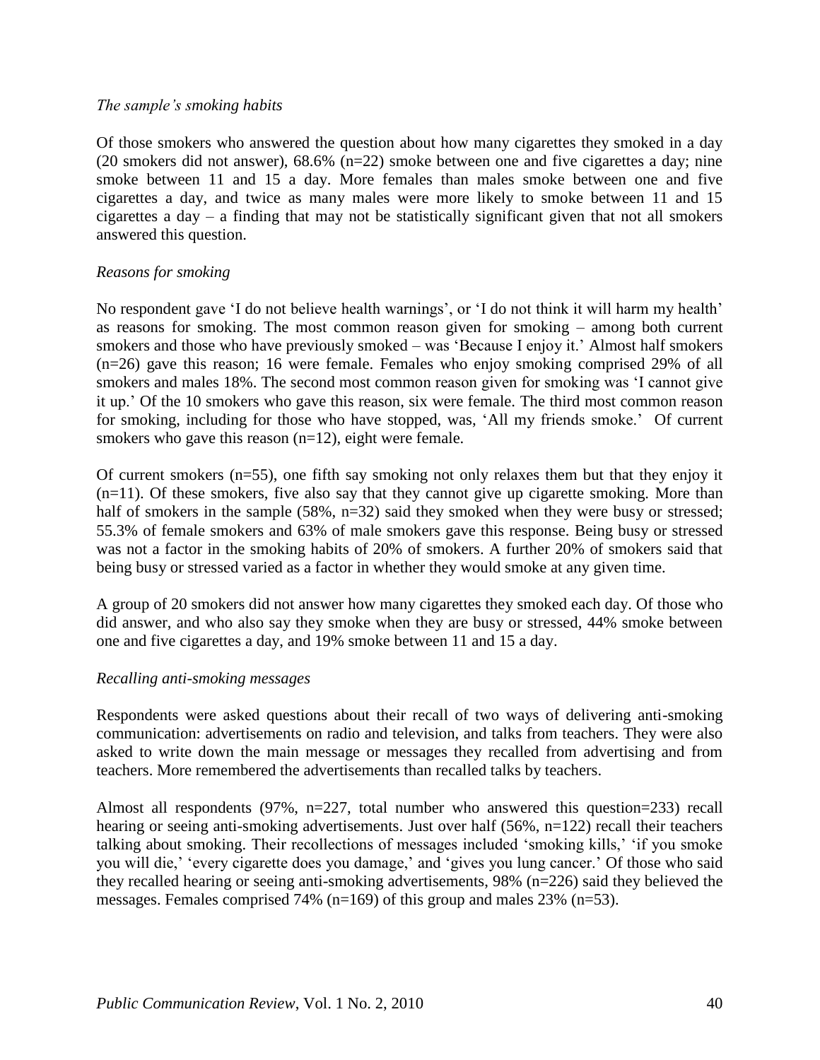*The sample's smoking habits*

Of those smokers who answered the question about how many cigarettes they smoked in a day (20 smokers did not answer), 68.6% (n=22) smoke between one and five cigarettes a day; nine smoke between 11 and 15 a day. More females than males smoke between one and five cigarettes a day, and twice as many males were more likely to smoke between 11 and 15 cigarettes a day – a finding that may not be statistically significant given that not all smokers answered this question.

*Reasons for smoking*

No respondent gave 'I do not believe health warnings', or 'I do not think it will harm my health' as reasons for smoking. The most common reason given for smoking – among both current smokers and those who have previously smoked – was 'Because I enjoy it.' Almost half smokers (n=26) gave this reason; 16 were female. Females who enjoy smoking comprised 29% of all smokers and males 18%. The second most common reason given for smoking was 'I cannot give it up.' Of the 10 smokers who gave this reason, six were female. The third most common reason for smoking, including for those who have stopped, was, 'All my friends smoke.' Of current smokers who gave this reason (n=12), eight were female.

Of current smokers (n=55), one fifth say smoking not only relaxes them but that they enjoy it (n=11). Of these smokers, five also say that they cannot give up cigarette smoking. More than half of smokers in the sample (58%, n=32) said they smoked when they were busy or stressed; 55.3% of female smokers and 63% of male smokers gave this response. Being busy or stressed was not a factor in the smoking habits of 20% of smokers. A further 20% of smokers said that being busy or stressed varied as a factor in whether they would smoke at any given time.

A group of 20 smokers did not answer how many cigarettes they smoked each day. Of those who did answer, and who also say they smoke when they are busy or stressed, 44% smoke between one and five cigarettes a day, and 19% smoke between 11 and 15 a day.

*Recalling anti-smoking messages*

Respondents were asked questions about their recall of two ways of delivering anti-smoking communication: advertisements on radio and television, and talks from teachers. They were also asked to write down the main message or messages they recalled from advertising and from teachers. More remembered the advertisements than recalled talks by teachers.

Almost all respondents (97%, n=227, total number who answered this question=233) recall hearing or seeing anti-smoking advertisements. Just over half (56%, n=122) recall their teachers talking about smoking. Their recollections of messages included 'smoking kills,' 'if you smoke you will die,' 'every cigarette does you damage,' and 'gives you lung cancer.' Of those who said they recalled hearing or seeing anti-smoking advertisements, 98% (n=226) said they believed the messages. Females comprised 74% (n=169) of this group and males 23% (n=53).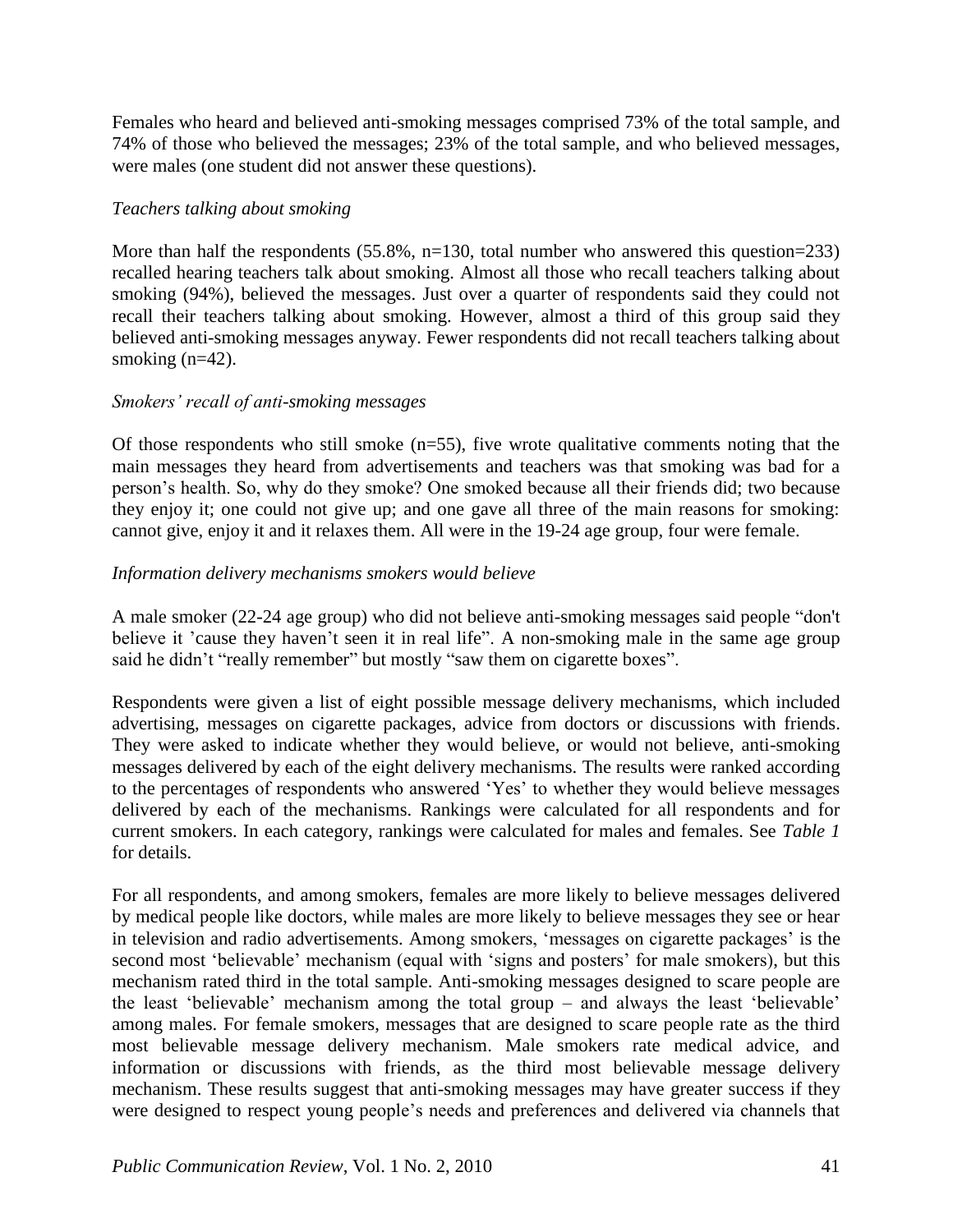Females who heard and believed anti-smoking messages comprised 73% of the total sample, and 74% of those who believed the messages; 23% of the total sample, and who believed messages, were males (one student did not answer these questions).

### *Teachers talking about smoking*

More than half the respondents (55.8%, n=130, total number who answered this question=233) recalled hearing teachers talk about smoking. Almost all those who recall teachers talking about smoking (94%), believed the messages. Just over a quarter of respondents said they could not recall their teachers talking about smoking. However, almost a third of this group said they believed anti-smoking messages anyway. Fewer respondents did not recall teachers talking about smoking (n=42).

### *Smokers' recall of anti-smoking messages*

Of those respondents who still smoke (n=55), five wrote qualitative comments noting that the main messages they heard from advertisements and teachers was that smoking was bad for a person's health. So, why do they smoke? One smoked because all their friends did; two because they enjoy it; one could not give up; and one gave all three of the main reasons for smoking: cannot give, enjoy it and it relaxes them. All were in the 19-24 age group, four were female.

### *Information delivery mechanisms smokers would believe*

A male smoker (22-24 age group) who did not believe anti-smoking messages said people "don't believe it 'cause they haven't seen it in real life". A non-smoking male in the same age group said he didn't "really remember" but mostly "saw them on cigarette boxes".

Respondents were given a list of eight possible message delivery mechanisms, which included advertising, messages on cigarette packages, advice from doctors or discussions with friends. They were asked to indicate whether they would believe, or would not believe, anti-smoking messages delivered by each of the eight delivery mechanisms. The results were ranked according to the percentages of respondents who answered 'Yes' to whether they would believe messages delivered by each of the mechanisms. Rankings were calculated for all respondents and for current smokers. In each category, rankings were calculated for males and females. See *Table 1* for details.

For all respondents, and among smokers, females are more likely to believe messages delivered by medical people like doctors, while males are more likely to believe messages they see or hear in television and radio advertisements. Among smokers, 'messages on cigarette packages' is the second most 'believable' mechanism (equal with 'signs and posters' for male smokers), but this mechanism rated third in the total sample. Anti-smoking messages designed to scare people are the least 'believable' mechanism among the total group – and always the least 'believable' among males. For female smokers, messages that are designed to scare people rate as the third most believable message delivery mechanism. Male smokers rate medical advice, and information or discussions with friends, as the third most believable message delivery mechanism. These results suggest that anti-smoking messages may have greater success if they were designed to respect young people's needs and preferences and delivered via channels that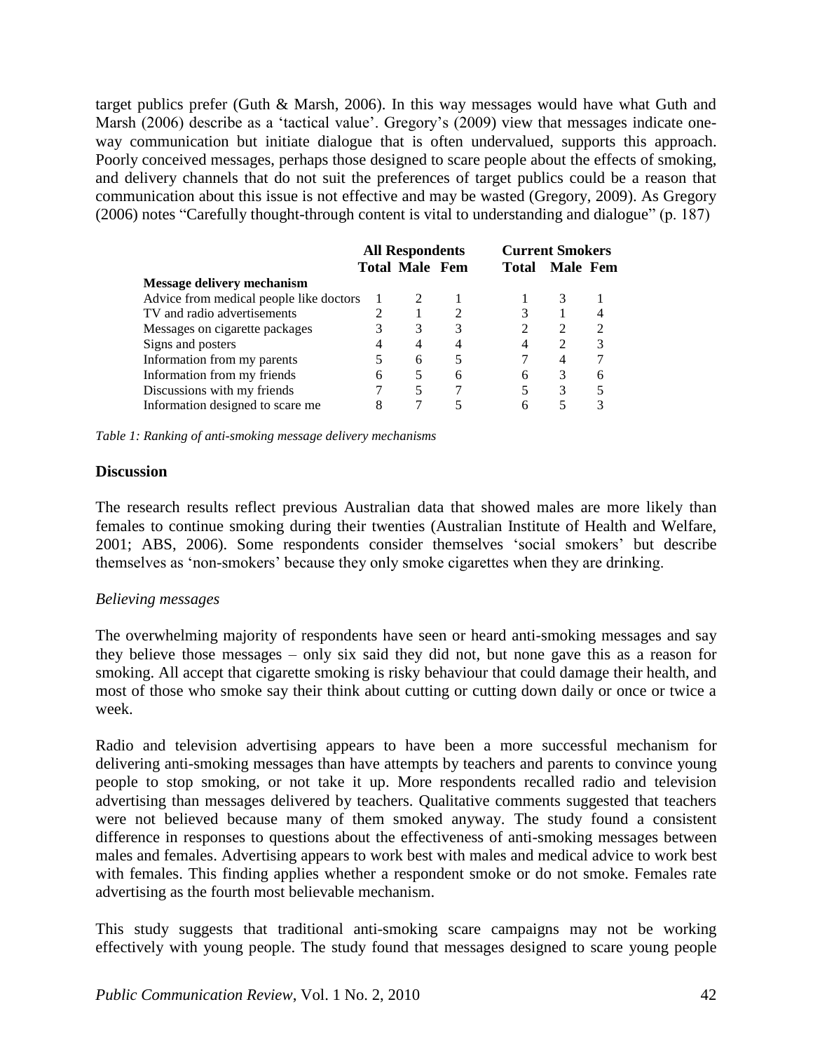target publics prefer (Guth & Marsh, 2006). In this way messages would have what Guth and Marsh (2006) describe as a 'tactical value'. Gregory's (2009) view that messages indicate one-way communication but initiate dialogue that is often undervalued, supports this approach. Poorly conceived messages, perhaps those designed to scare people about the effects of smoking, and delivery channels that do not suit the preferences of target publics could be a reason that communication about this issue is not effective and may be wasted (Gregory, 2009). As Gregory (2006) notes "Carefully thought-through content is vital to understanding and dialogue" (p. 187)

| | All Respondents | | | Current Smokers | | |
|---|---|---|---|---|---|---|
| | Total | Male | Fem | Total | Male | Fem |
| **Message delivery mechanism** | | | | | | |
| Advice from medical people like doctors | 1 | 2 | 1 | 1 | 3 | 1 |
| TV and radio advertisements | 2 | 1 | 2 | 3 | 1 | 4 |
| Messages on cigarette packages | 3 | 3 | 3 | 2 | 2 | 2 |
| Signs and posters | 4 | 4 | 4 | 4 | 2 | 3 |
| Information from my parents | 5 | 6 | 5 | 7 | 4 | 7 |
| Information from my friends | 6 | 5 | 6 | 6 | 3 | 6 |
| Discussions with my friends | 7 | 5 | 7 | 5 | 3 | 5 |
| Information designed to scare me | 8 | 7 | 5 | 6 | 5 | 3 |

*Table 1: Ranking of anti-smoking message delivery mechanisms*

## Discussion

The research results reflect previous Australian data that showed males are more likely than females to continue smoking during their twenties (Australian Institute of Health and Welfare, 2001; ABS, 2006). Some respondents consider themselves 'social smokers' but describe themselves as 'non-smokers' because they only smoke cigarettes when they are drinking.

*Believing messages*

The overwhelming majority of respondents have seen or heard anti-smoking messages and say they believe those messages – only six said they did not, but none gave this as a reason for smoking. All accept that cigarette smoking is risky behaviour that could damage their health, and most of those who smoke say their think about cutting or cutting down daily or once or twice a week.

Radio and television advertising appears to have been a more successful mechanism for delivering anti-smoking messages than have attempts by teachers and parents to convince young people to stop smoking, or not take it up. More respondents recalled radio and television advertising than messages delivered by teachers. Qualitative comments suggested that teachers were not believed because many of them smoked anyway. The study found a consistent difference in responses to questions about the effectiveness of anti-smoking messages between males and females. Advertising appears to work best with males and medical advice to work best with females. This finding applies whether a respondent smoke or do not smoke. Females rate advertising as the fourth most believable mechanism.

This study suggests that traditional anti-smoking scare campaigns may not be working effectively with young people. The study found that messages designed to scare young people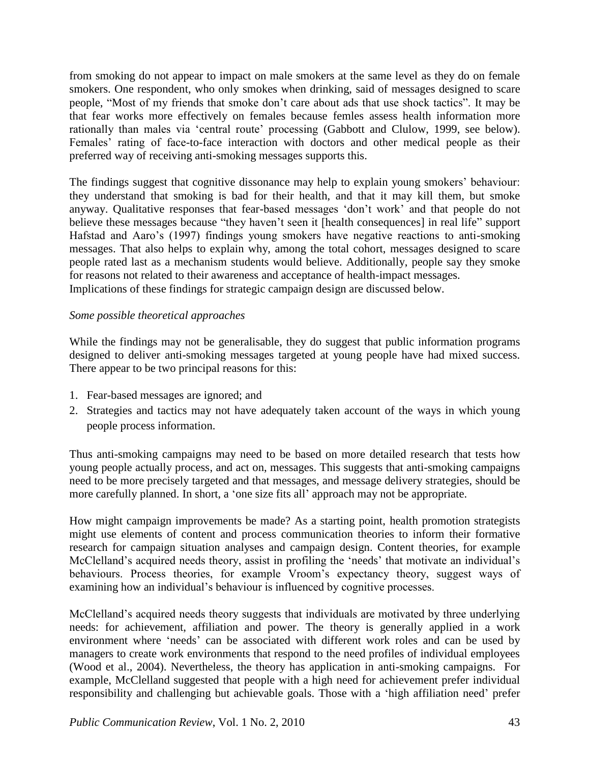from smoking do not appear to impact on male smokers at the same level as they do on female smokers. One respondent, who only smokes when drinking, said of messages designed to scare people, "Most of my friends that smoke don't care about ads that use shock tactics". It may be that fear works more effectively on females because femles assess health information more rationally than males via 'central route' processing (Gabbott and Clulow, 1999, see below). Females' rating of face-to-face interaction with doctors and other medical people as their preferred way of receiving anti-smoking messages supports this.

The findings suggest that cognitive dissonance may help to explain young smokers' behaviour: they understand that smoking is bad for their health, and that it may kill them, but smoke anyway. Qualitative responses that fear-based messages 'don't work' and that people do not believe these messages because "they haven't seen it [health consequences] in real life" support Hafstad and Aaro's (1997) findings young smokers have negative reactions to anti-smoking messages. That also helps to explain why, among the total cohort, messages designed to scare people rated last as a mechanism students would believe. Additionally, people say they smoke for reasons not related to their awareness and acceptance of health-impact messages.
Implications of these findings for strategic campaign design are discussed below.

*Some possible theoretical approaches*

While the findings may not be generalisable, they do suggest that public information programs designed to deliver anti-smoking messages targeted at young people have had mixed success. There appear to be two principal reasons for this:

1. Fear-based messages are ignored; and
2. Strategies and tactics may not have adequately taken account of the ways in which young people process information.

Thus anti-smoking campaigns may need to be based on more detailed research that tests how young people actually process, and act on, messages. This suggests that anti-smoking campaigns need to be more precisely targeted and that messages, and message delivery strategies, should be more carefully planned. In short, a 'one size fits all' approach may not be appropriate.

How might campaign improvements be made? As a starting point, health promotion strategists might use elements of content and process communication theories to inform their formative research for campaign situation analyses and campaign design. Content theories, for example McClelland's acquired needs theory, assist in profiling the 'needs' that motivate an individual's behaviours. Process theories, for example Vroom's expectancy theory, suggest ways of examining how an individual's behaviour is influenced by cognitive processes.

McClelland's acquired needs theory suggests that individuals are motivated by three underlying needs: for achievement, affiliation and power. The theory is generally applied in a work environment where 'needs' can be associated with different work roles and can be used by managers to create work environments that respond to the need profiles of individual employees (Wood et al., 2004). Nevertheless, the theory has application in anti-smoking campaigns. For example, McClelland suggested that people with a high need for achievement prefer individual responsibility and challenging but achievable goals. Those with a 'high affiliation need' prefer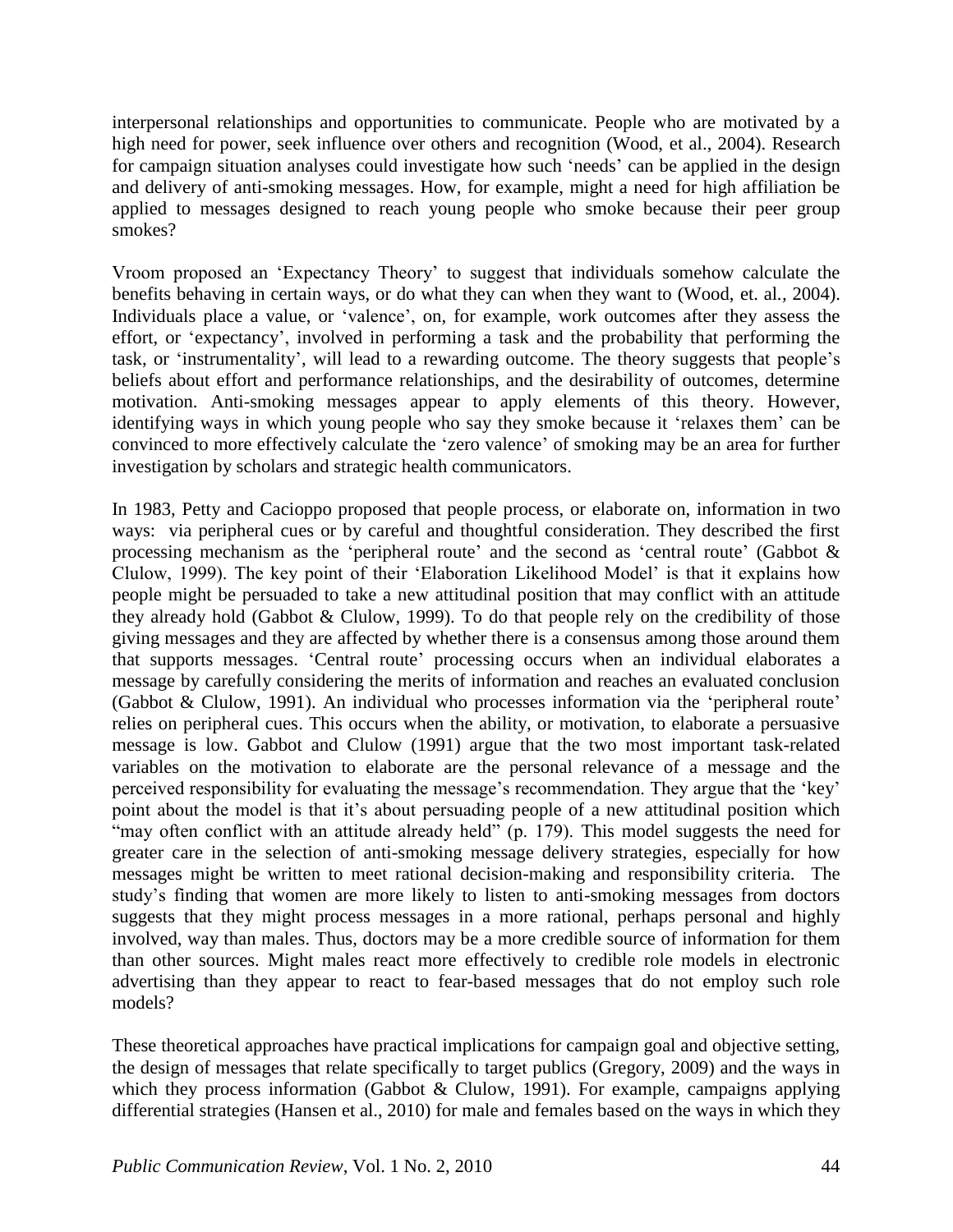interpersonal relationships and opportunities to communicate. People who are motivated by a high need for power, seek influence over others and recognition (Wood, et al., 2004). Research for campaign situation analyses could investigate how such 'needs' can be applied in the design and delivery of anti-smoking messages. How, for example, might a need for high affiliation be applied to messages designed to reach young people who smoke because their peer group smokes?

Vroom proposed an 'Expectancy Theory' to suggest that individuals somehow calculate the benefits behaving in certain ways, or do what they can when they want to (Wood, et. al., 2004). Individuals place a value, or 'valence', on, for example, work outcomes after they assess the effort, or 'expectancy', involved in performing a task and the probability that performing the task, or 'instrumentality', will lead to a rewarding outcome. The theory suggests that people's beliefs about effort and performance relationships, and the desirability of outcomes, determine motivation. Anti-smoking messages appear to apply elements of this theory. However, identifying ways in which young people who say they smoke because it 'relaxes them' can be convinced to more effectively calculate the 'zero valence' of smoking may be an area for further investigation by scholars and strategic health communicators.

In 1983, Petty and Cacioppo proposed that people process, or elaborate on, information in two ways: via peripheral cues or by careful and thoughtful consideration. They described the first processing mechanism as the 'peripheral route' and the second as 'central route' (Gabbot & Clulow, 1999). The key point of their 'Elaboration Likelihood Model' is that it explains how people might be persuaded to take a new attitudinal position that may conflict with an attitude they already hold (Gabbot & Clulow, 1999). To do that people rely on the credibility of those giving messages and they are affected by whether there is a consensus among those around them that supports messages. 'Central route' processing occurs when an individual elaborates a message by carefully considering the merits of information and reaches an evaluated conclusion (Gabbot & Clulow, 1991). An individual who processes information via the 'peripheral route' relies on peripheral cues. This occurs when the ability, or motivation, to elaborate a persuasive message is low. Gabbot and Clulow (1991) argue that the two most important task-related variables on the motivation to elaborate are the personal relevance of a message and the perceived responsibility for evaluating the message's recommendation. They argue that the 'key' point about the model is that it's about persuading people of a new attitudinal position which "may often conflict with an attitude already held" (p. 179). This model suggests the need for greater care in the selection of anti-smoking message delivery strategies, especially for how messages might be written to meet rational decision-making and responsibility criteria. The study's finding that women are more likely to listen to anti-smoking messages from doctors suggests that they might process messages in a more rational, perhaps personal and highly involved, way than males. Thus, doctors may be a more credible source of information for them than other sources. Might males react more effectively to credible role models in electronic advertising than they appear to react to fear-based messages that do not employ such role models?

These theoretical approaches have practical implications for campaign goal and objective setting, the design of messages that relate specifically to target publics (Gregory, 2009) and the ways in which they process information (Gabbot & Clulow, 1991). For example, campaigns applying differential strategies (Hansen et al., 2010) for male and females based on the ways in which they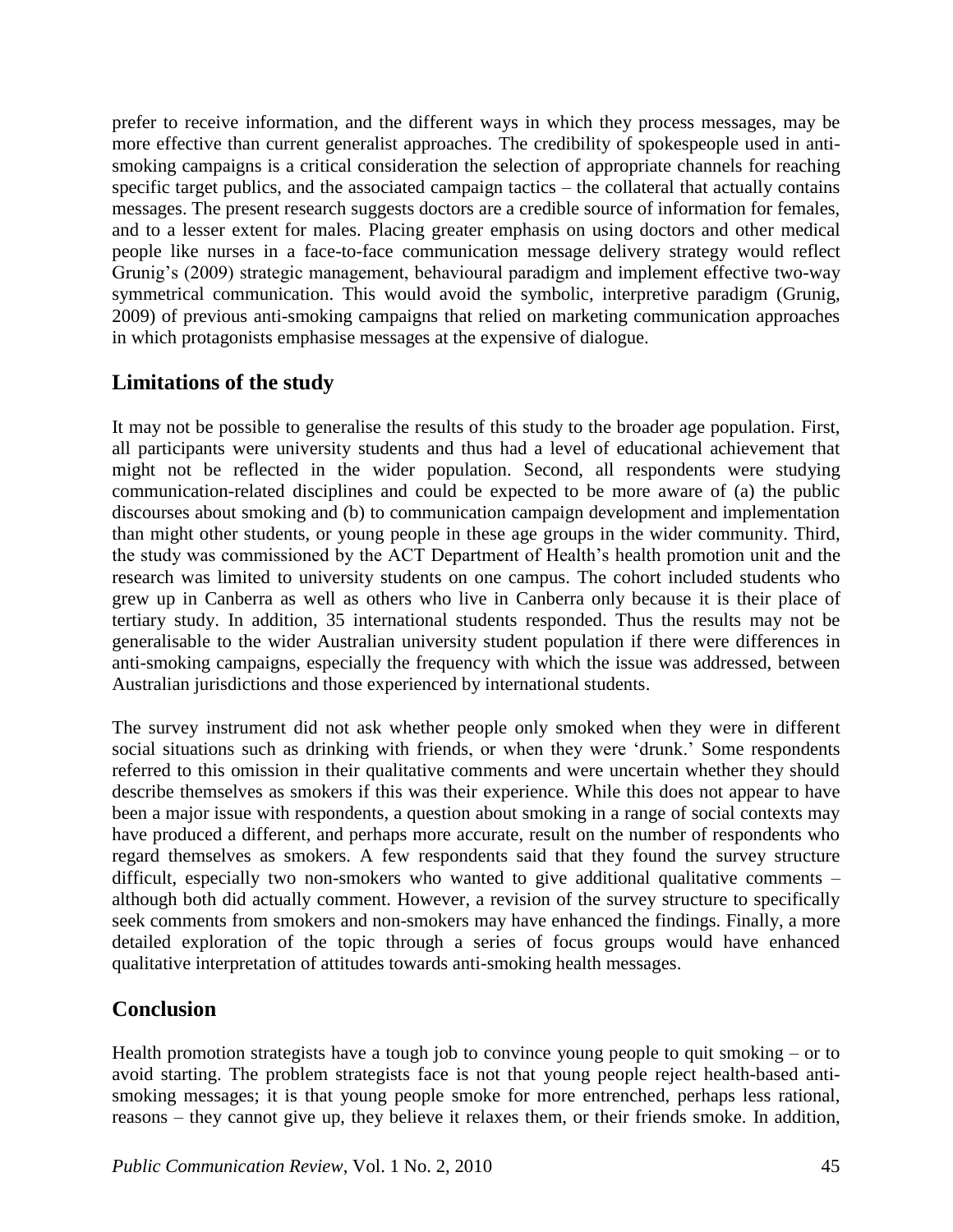prefer to receive information, and the different ways in which they process messages, may be more effective than current generalist approaches. The credibility of spokespeople used in anti-smoking campaigns is a critical consideration the selection of appropriate channels for reaching specific target publics, and the associated campaign tactics – the collateral that actually contains messages. The present research suggests doctors are a credible source of information for females, and to a lesser extent for males. Placing greater emphasis on using doctors and other medical people like nurses in a face-to-face communication message delivery strategy would reflect Grunig's (2009) strategic management, behavioural paradigm and implement effective two-way symmetrical communication. This would avoid the symbolic, interpretive paradigm (Grunig, 2009) of previous anti-smoking campaigns that relied on marketing communication approaches in which protagonists emphasise messages at the expensive of dialogue.

## Limitations of the study

It may not be possible to generalise the results of this study to the broader age population. First, all participants were university students and thus had a level of educational achievement that might not be reflected in the wider population. Second, all respondents were studying communication-related disciplines and could be expected to be more aware of (a) the public discourses about smoking and (b) to communication campaign development and implementation than might other students, or young people in these age groups in the wider community. Third, the study was commissioned by the ACT Department of Health's health promotion unit and the research was limited to university students on one campus. The cohort included students who grew up in Canberra as well as others who live in Canberra only because it is their place of tertiary study. In addition, 35 international students responded. Thus the results may not be generalisable to the wider Australian university student population if there were differences in anti-smoking campaigns, especially the frequency with which the issue was addressed, between Australian jurisdictions and those experienced by international students.

The survey instrument did not ask whether people only smoked when they were in different social situations such as drinking with friends, or when they were 'drunk.' Some respondents referred to this omission in their qualitative comments and were uncertain whether they should describe themselves as smokers if this was their experience. While this does not appear to have been a major issue with respondents, a question about smoking in a range of social contexts may have produced a different, and perhaps more accurate, result on the number of respondents who regard themselves as smokers. A few respondents said that they found the survey structure difficult, especially two non-smokers who wanted to give additional qualitative comments – although both did actually comment. However, a revision of the survey structure to specifically seek comments from smokers and non-smokers may have enhanced the findings. Finally, a more detailed exploration of the topic through a series of focus groups would have enhanced qualitative interpretation of attitudes towards anti-smoking health messages.

## Conclusion

Health promotion strategists have a tough job to convince young people to quit smoking – or to avoid starting. The problem strategists face is not that young people reject health-based anti-smoking messages; it is that young people smoke for more entrenched, perhaps less rational, reasons – they cannot give up, they believe it relaxes them, or their friends smoke. In addition,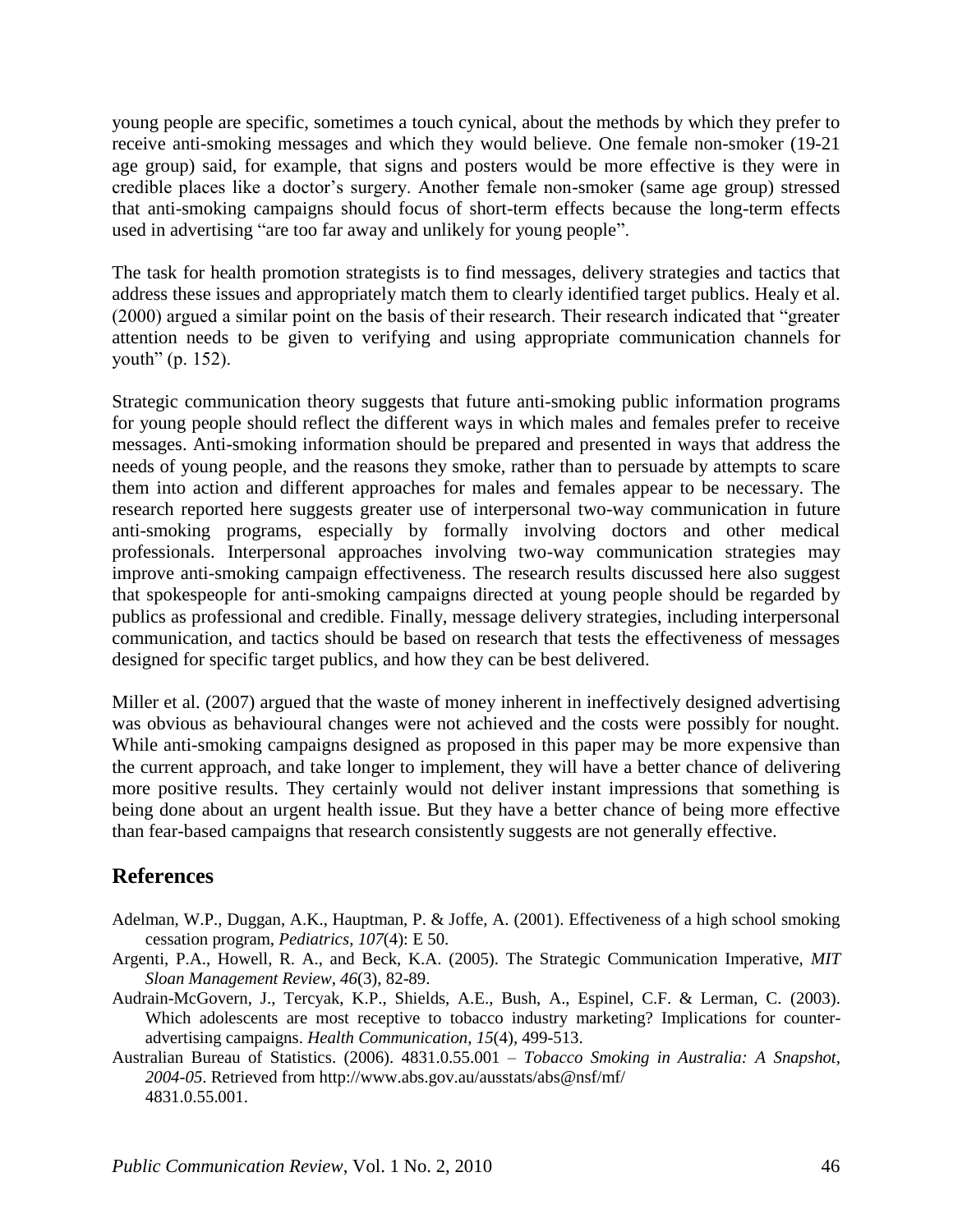young people are specific, sometimes a touch cynical, about the methods by which they prefer to receive anti-smoking messages and which they would believe. One female non-smoker (19-21 age group) said, for example, that signs and posters would be more effective is they were in credible places like a doctor's surgery. Another female non-smoker (same age group) stressed that anti-smoking campaigns should focus of short-term effects because the long-term effects used in advertising "are too far away and unlikely for young people".

The task for health promotion strategists is to find messages, delivery strategies and tactics that address these issues and appropriately match them to clearly identified target publics. Healy et al. (2000) argued a similar point on the basis of their research. Their research indicated that "greater attention needs to be given to verifying and using appropriate communication channels for youth" (p. 152).

Strategic communication theory suggests that future anti-smoking public information programs for young people should reflect the different ways in which males and females prefer to receive messages. Anti-smoking information should be prepared and presented in ways that address the needs of young people, and the reasons they smoke, rather than to persuade by attempts to scare them into action and different approaches for males and females appear to be necessary. The research reported here suggests greater use of interpersonal two-way communication in future anti-smoking programs, especially by formally involving doctors and other medical professionals. Interpersonal approaches involving two-way communication strategies may improve anti-smoking campaign effectiveness. The research results discussed here also suggest that spokespeople for anti-smoking campaigns directed at young people should be regarded by publics as professional and credible. Finally, message delivery strategies, including interpersonal communication, and tactics should be based on research that tests the effectiveness of messages designed for specific target publics, and how they can be best delivered.

Miller et al. (2007) argued that the waste of money inherent in ineffectively designed advertising was obvious as behavioural changes were not achieved and the costs were possibly for nought. While anti-smoking campaigns designed as proposed in this paper may be more expensive than the current approach, and take longer to implement, they will have a better chance of delivering more positive results. They certainly would not deliver instant impressions that something is being done about an urgent health issue. But they have a better chance of being more effective than fear-based campaigns that research consistently suggests are not generally effective.

## References

Adelman, W.P., Duggan, A.K., Hauptman, P. & Joffe, A. (2001). Effectiveness of a high school smoking cessation program, *Pediatrics, 107*(4): E 50.

Argenti, P.A., Howell, R. A., and Beck, K.A. (2005). The Strategic Communication Imperative, *MIT Sloan Management Review, 46*(3), 82-89.

Audrain-McGovern, J., Tercyak, K.P., Shields, A.E., Bush, A., Espinel, C.F. & Lerman, C. (2003). Which adolescents are most receptive to tobacco industry marketing? Implications for counter-advertising campaigns. *Health Communication, 15*(4), 499-513.

Australian Bureau of Statistics. (2006). 4831.0.55.001 – *Tobacco Smoking in Australia: A Snapshot, 2004-05*. Retrieved from http://www.abs.gov.au/ausstats/abs@nsf/mf/4831.0.55.001.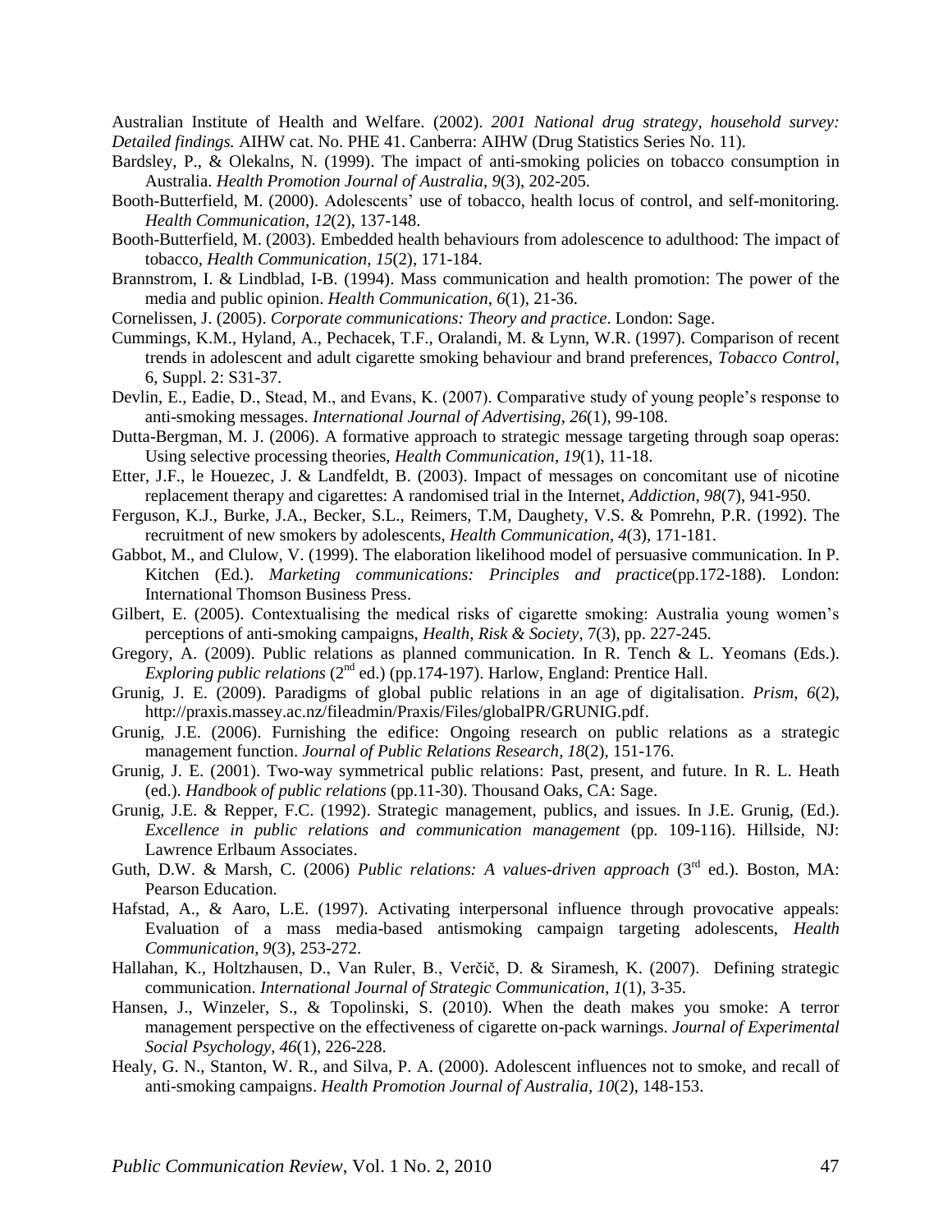Australian Institute of Health and Welfare. (2002). *2001 National drug strategy, household survey: Detailed findings.* AIHW cat. No. PHE 41. Canberra: AIHW (Drug Statistics Series No. 11).

Bardsley, P., & Olekalns, N. (1999). The impact of anti-smoking policies on tobacco consumption in Australia. *Health Promotion Journal of Australia*, *9*(3), 202-205.

Booth-Butterfield, M. (2000). Adolescents' use of tobacco, health locus of control, and self-monitoring. *Health Communication*, *12*(2), 137-148.

Booth-Butterfield, M. (2003). Embedded health behaviours from adolescence to adulthood: The impact of tobacco, *Health Communication*, *15*(2), 171-184.

Brannstrom, I. & Lindblad, I-B. (1994). Mass communication and health promotion: The power of the media and public opinion. *Health Communication*, *6*(1), 21-36.

Cornelissen, J. (2005). *Corporate communications: Theory and practice*. London: Sage.

Cummings, K.M., Hyland, A., Pechacek, T.F., Oralandi, M. & Lynn, W.R. (1997). Comparison of recent trends in adolescent and adult cigarette smoking behaviour and brand preferences, *Tobacco Control*, 6, Suppl. 2: S31-37.

Devlin, E., Eadie, D., Stead, M., and Evans, K. (2007). Comparative study of young people's response to anti-smoking messages. *International Journal of Advertising*, *26*(1), 99-108.

Dutta-Bergman, M. J. (2006). A formative approach to strategic message targeting through soap operas: Using selective processing theories, *Health Communication*, *19*(1), 11-18.

Etter, J.F., le Houezec, J. & Landfeldt, B. (2003). Impact of messages on concomitant use of nicotine replacement therapy and cigarettes: A randomised trial in the Internet, *Addiction*, *98*(7), 941-950.

Ferguson, K.J., Burke, J.A., Becker, S.L., Reimers, T.M, Daughety, V.S. & Pomrehn, P.R. (1992). The recruitment of new smokers by adolescents, *Health Communication*, *4*(3), 171-181.

Gabbot, M., and Clulow, V. (1999). The elaboration likelihood model of persuasive communication. In P. Kitchen (Ed.). *Marketing communications: Principles and practice*(pp.172-188). London: International Thomson Business Press.

Gilbert, E. (2005). Contextualising the medical risks of cigarette smoking: Australia young women's perceptions of anti-smoking campaigns, *Health, Risk & Society*, 7(3), pp. 227-245.

Gregory, A. (2009). Public relations as planned communication. In R. Tench & L. Yeomans (Eds.). *Exploring public relations* (2nd ed.) (pp.174-197). Harlow, England: Prentice Hall.

Grunig, J. E. (2009). Paradigms of global public relations in an age of digitalisation. *Prism*, *6*(2), http://praxis.massey.ac.nz/fileadmin/Praxis/Files/globalPR/GRUNIG.pdf.

Grunig, J.E. (2006). Furnishing the edifice: Ongoing research on public relations as a strategic management function. *Journal of Public Relations Research*, *18*(2), 151-176.

Grunig, J. E. (2001). Two-way symmetrical public relations: Past, present, and future. In R. L. Heath (ed.). *Handbook of public relations* (pp.11-30). Thousand Oaks, CA: Sage.

Grunig, J.E. & Repper, F.C. (1992). Strategic management, publics, and issues. In J.E. Grunig, (Ed.). *Excellence in public relations and communication management* (pp. 109-116). Hillside, NJ: Lawrence Erlbaum Associates.

Guth, D.W. & Marsh, C. (2006) *Public relations: A values-driven approach* (3rd ed.). Boston, MA: Pearson Education.

Hafstad, A., & Aaro, L.E. (1997). Activating interpersonal influence through provocative appeals: Evaluation of a mass media-based antismoking campaign targeting adolescents, *Health Communication*, *9*(3), 253-272.

Hallahan, K., Holtzhausen, D., Van Ruler, B., Verčič, D. & Siramesh, K. (2007). Defining strategic communication. *International Journal of Strategic Communication*, *1*(1), 3-35.

Hansen, J., Winzeler, S., & Topolinski, S. (2010). When the death makes you smoke: A terror management perspective on the effectiveness of cigarette on-pack warnings. *Journal of Experimental Social Psychology*, *46*(1), 226-228.

Healy, G. N., Stanton, W. R., and Silva, P. A. (2000). Adolescent influences not to smoke, and recall of anti-smoking campaigns. *Health Promotion Journal of Australia*, *10*(2), 148-153.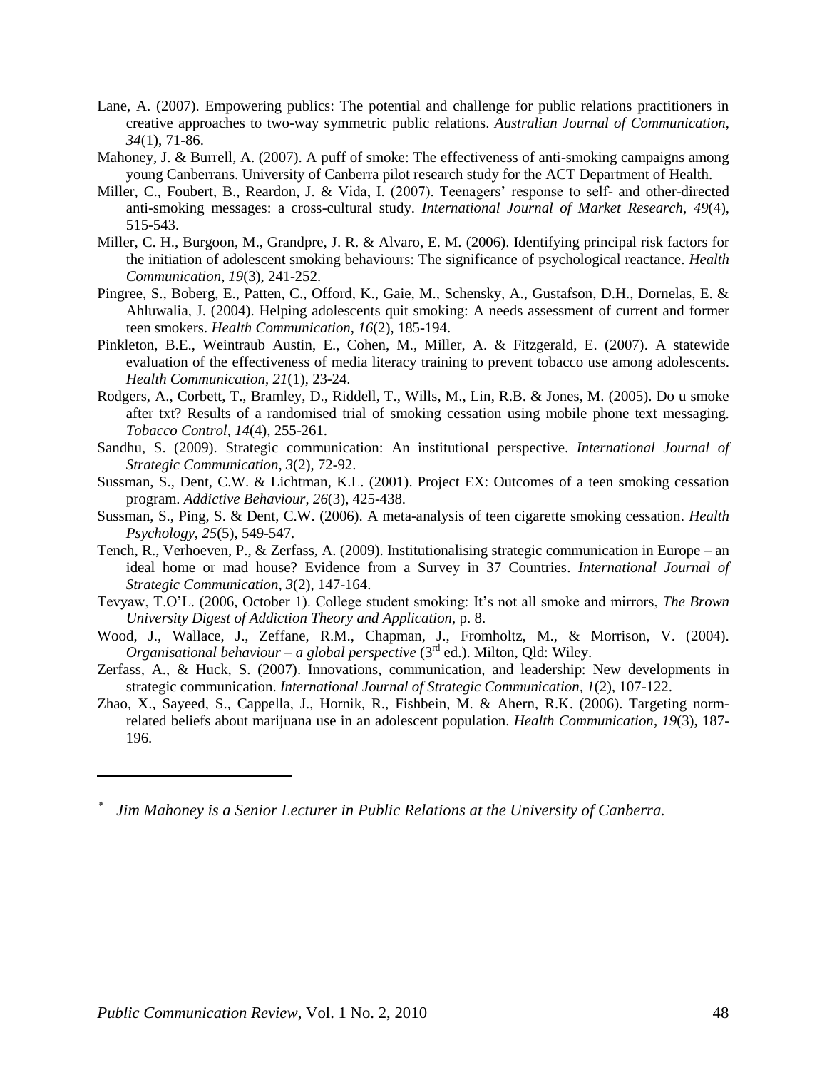Lane, A. (2007). Empowering publics: The potential and challenge for public relations practitioners in creative approaches to two-way symmetric public relations. *Australian Journal of Communication*, *34*(1), 71-86.

Mahoney, J. & Burrell, A. (2007). A puff of smoke: The effectiveness of anti-smoking campaigns among young Canberrans. University of Canberra pilot research study for the ACT Department of Health.

Miller, C., Foubert, B., Reardon, J. & Vida, I. (2007). Teenagers' response to self- and other-directed anti-smoking messages: a cross-cultural study. *International Journal of Market Research*, *49*(4), 515-543.

Miller, C. H., Burgoon, M., Grandpre, J. R. & Alvaro, E. M. (2006). Identifying principal risk factors for the initiation of adolescent smoking behaviours: The significance of psychological reactance. *Health Communication*, *19*(3), 241-252.

Pingree, S., Boberg, E., Patten, C., Offord, K., Gaie, M., Schensky, A., Gustafson, D.H., Dornelas, E. & Ahluwalia, J. (2004). Helping adolescents quit smoking: A needs assessment of current and former teen smokers. *Health Communication*, *16*(2), 185-194.

Pinkleton, B.E., Weintraub Austin, E., Cohen, M., Miller, A. & Fitzgerald, E. (2007). A statewide evaluation of the effectiveness of media literacy training to prevent tobacco use among adolescents. *Health Communication*, *21*(1), 23-24.

Rodgers, A., Corbett, T., Bramley, D., Riddell, T., Wills, M., Lin, R.B. & Jones, M. (2005). Do u smoke after txt? Results of a randomised trial of smoking cessation using mobile phone text messaging. *Tobacco Control*, *14*(4), 255-261.

Sandhu, S. (2009). Strategic communication: An institutional perspective. *International Journal of Strategic Communication*, *3*(2), 72-92.

Sussman, S., Dent, C.W. & Lichtman, K.L. (2001). Project EX: Outcomes of a teen smoking cessation program. *Addictive Behaviour*, *26*(3), 425-438.

Sussman, S., Ping, S. & Dent, C.W. (2006). A meta-analysis of teen cigarette smoking cessation. *Health Psychology*, *25*(5), 549-547.

Tench, R., Verhoeven, P., & Zerfass, A. (2009). Institutionalising strategic communication in Europe – an ideal home or mad house? Evidence from a Survey in 37 Countries. *International Journal of Strategic Communication*, *3*(2), 147-164.

Tevyaw, T.O'L. (2006, October 1). College student smoking: It's not all smoke and mirrors, *The Brown University Digest of Addiction Theory and Application*, p. 8.

Wood, J., Wallace, J., Zeffane, R.M., Chapman, J., Fromholtz, M., & Morrison, V. (2004). *Organisational behaviour – a global perspective* (3rd ed.). Milton, Qld: Wiley.

Zerfass, A., & Huck, S. (2007). Innovations, communication, and leadership: New developments in strategic communication. *International Journal of Strategic Communication*, *1*(2), 107-122.

Zhao, X., Sayeed, S., Cappella, J., Hornik, R., Fishbein, M. & Ahern, R.K. (2006). Targeting norm-related beliefs about marijuana use in an adolescent population. *Health Communication*, *19*(3), 187-196.

---

\* *Jim Mahoney is a Senior Lecturer in Public Relations at the University of Canberra.*